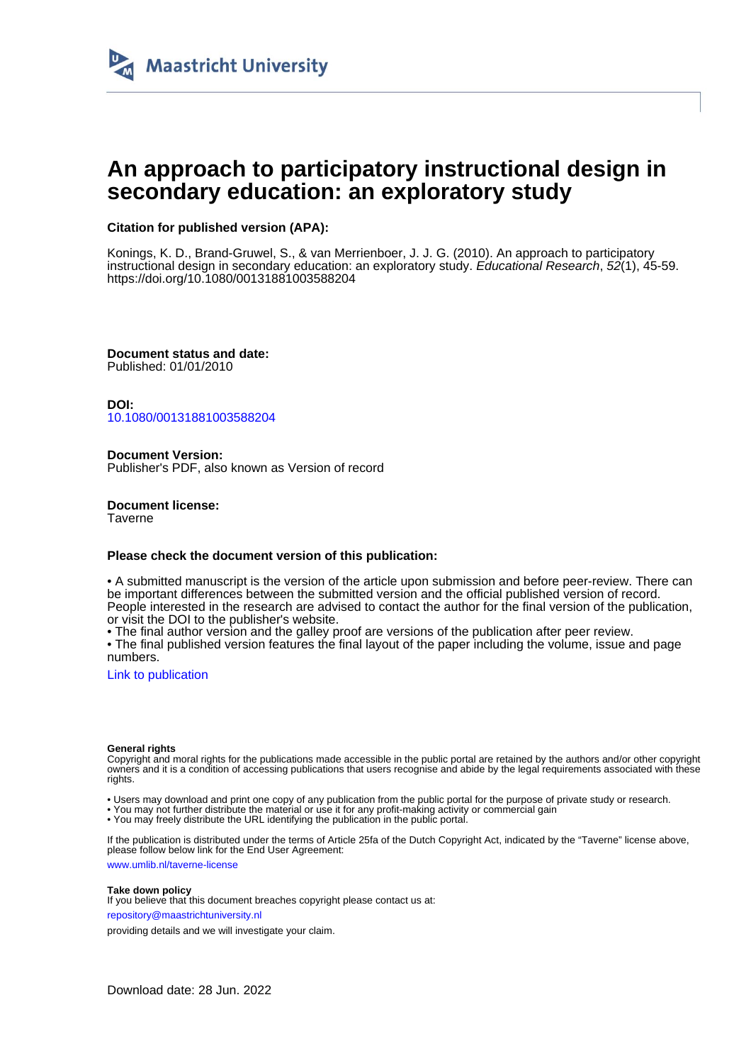Maastricht University

# An approach to participatory instructional design in secondary education: an exploratory study

### Citation for published version (APA):

Konings, K. D., Brand-Gruwel, S., & van Merrienboer, J. J. G. (2010). An approach to participatory instructional design in secondary education: an exploratory study. *Educational Research*, *52*(1), 45-59. https://doi.org/10.1080/00131881003588204

**Document status and date:**
Published: 01/01/2010

**DOI:**
10.1080/00131881003588204

**Document Version:**
Publisher's PDF, also known as Version of record

**Document license:**
Taverne

### Please check the document version of this publication:

• A submitted manuscript is the version of the article upon submission and before peer-review. There can be important differences between the submitted version and the official published version of record. People interested in the research are advised to contact the author for the final version of the publication, or visit the DOI to the publisher's website.
• The final author version and the galley proof are versions of the publication after peer review.
• The final published version features the final layout of the paper including the volume, issue and page numbers.

Link to publication

**General rights**
Copyright and moral rights for the publications made accessible in the public portal are retained by the authors and/or other copyright owners and it is a condition of accessing publications that users recognise and abide by the legal requirements associated with these rights.

• Users may download and print one copy of any publication from the public portal for the purpose of private study or research.
• You may not further distribute the material or use it for any profit-making activity or commercial gain
• You may freely distribute the URL identifying the publication in the public portal.

If the publication is distributed under the terms of Article 25fa of the Dutch Copyright Act, indicated by the "Taverne" license above, please follow below link for the End User Agreement:

www.umlib.nl/taverne-license

**Take down policy**
If you believe that this document breaches copyright please contact us at:

repository@maastrichtuniversity.nl

providing details and we will investigate your claim.

Download date: 28 Jun. 2022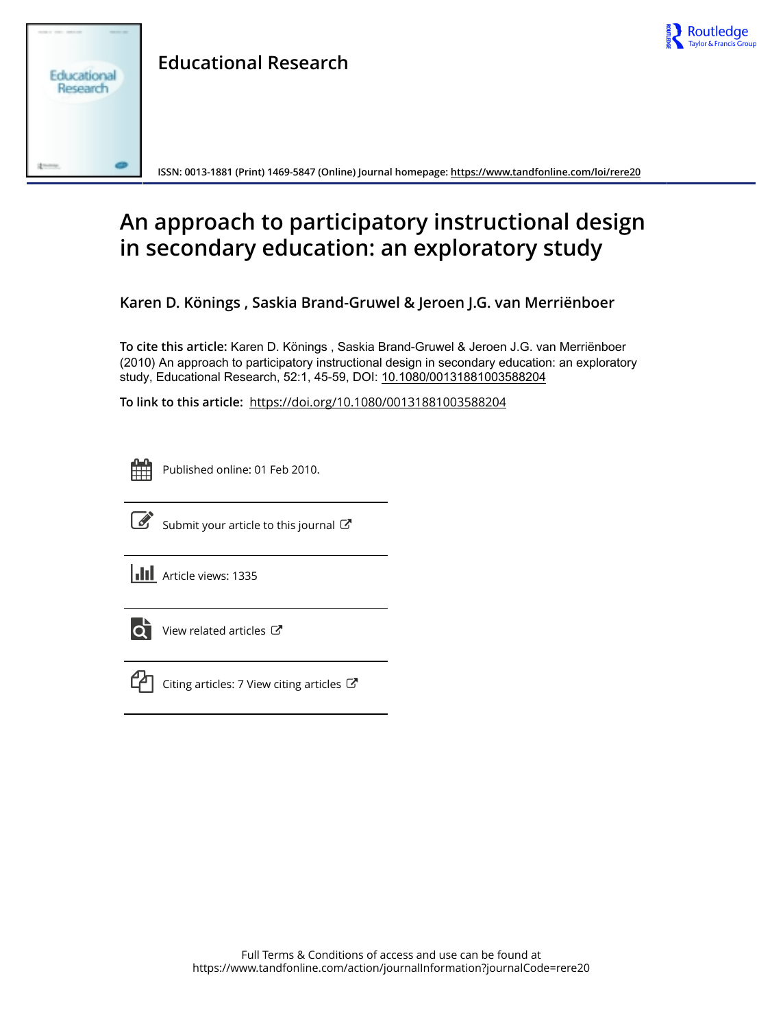# Educational Research

ISSN: 0013-1881 (Print) 1469-5847 (Online) Journal homepage: https://www.tandfonline.com/loi/rere20

# An approach to participatory instructional design in secondary education: an exploratory study

**Karen D. Könings , Saskia Brand-Gruwel & Jeroen J.G. van Merriënboer**

**To cite this article:** Karen D. Könings , Saskia Brand-Gruwel & Jeroen J.G. van Merriënboer (2010) An approach to participatory instructional design in secondary education: an exploratory study, Educational Research, 52:1, 45-59, DOI: 10.1080/00131881003588204

**To link to this article:** https://doi.org/10.1080/00131881003588204

Published online: 01 Feb 2010.

Submit your article to this journal

Article views: 1335

View related articles

Citing articles: 7 View citing articles

Full Terms & Conditions of access and use can be found at
https://www.tandfonline.com/action/journalInformation?journalCode=rere20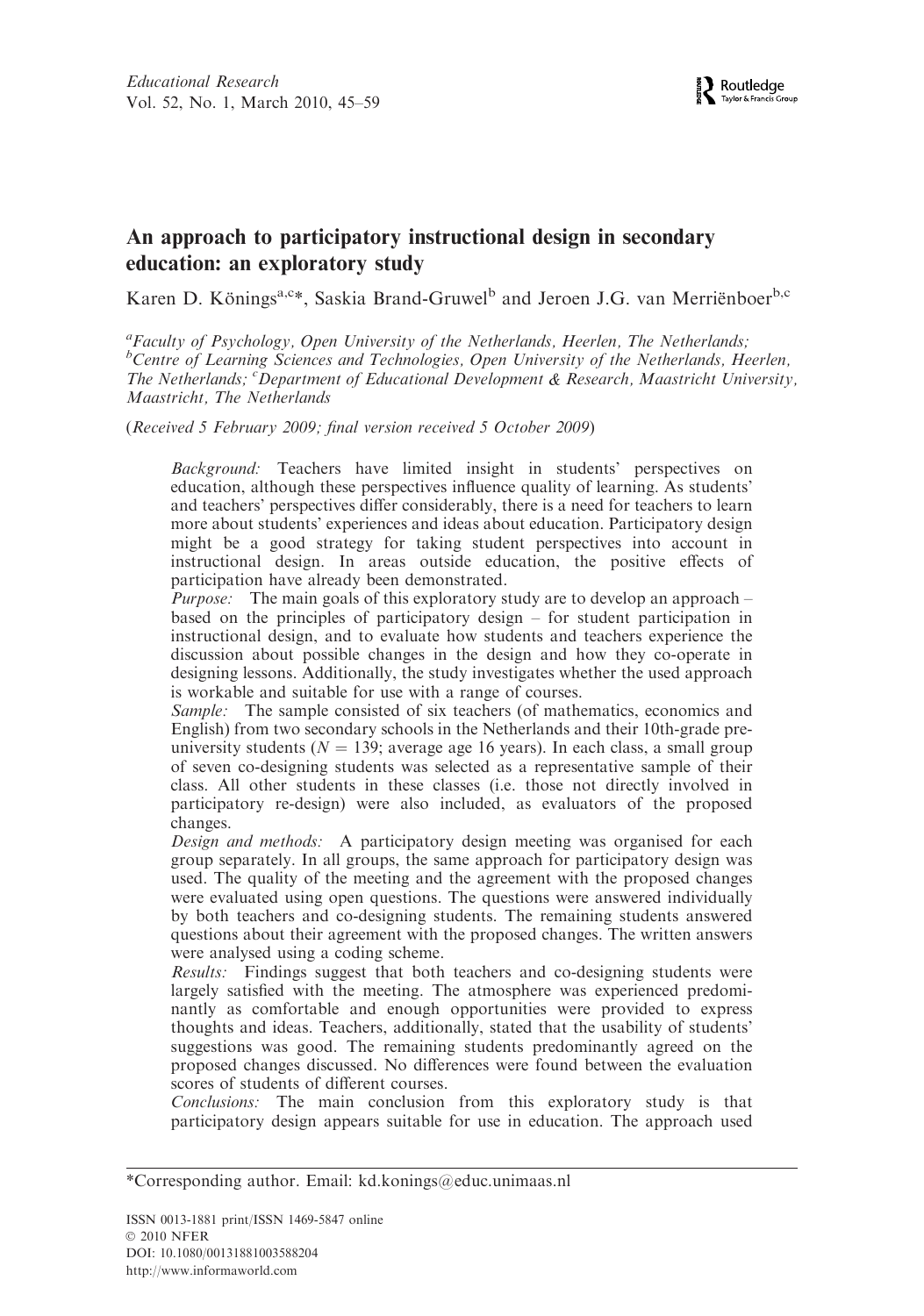*Educational Research*
Vol. 52, No. 1, March 2010, 45–59

# An approach to participatory instructional design in secondary education: an exploratory study

Karen D. Könings[a,c]*, Saskia Brand-Gruwel[b] and Jeroen J.G. van Merriënboer[b,c]

[a]*Faculty of Psychology, Open University of the Netherlands, Heerlen, The Netherlands;* [b]*Centre of Learning Sciences and Technologies, Open University of the Netherlands, Heerlen, The Netherlands;* [c]*Department of Educational Development & Research, Maastricht University, Maastricht, The Netherlands*

(*Received 5 February 2009; final version received 5 October 2009*)

*Background:* Teachers have limited insight in students' perspectives on education, although these perspectives influence quality of learning. As students' and teachers' perspectives differ considerably, there is a need for teachers to learn more about students' experiences and ideas about education. Participatory design might be a good strategy for taking student perspectives into account in instructional design. In areas outside education, the positive effects of participation have already been demonstrated.

*Purpose:* The main goals of this exploratory study are to develop an approach – based on the principles of participatory design – for student participation in instructional design, and to evaluate how students and teachers experience the discussion about possible changes in the design and how they co-operate in designing lessons. Additionally, the study investigates whether the used approach is workable and suitable for use with a range of courses.

*Sample:* The sample consisted of six teachers (of mathematics, economics and English) from two secondary schools in the Netherlands and their 10th-grade pre-university students ($N = 139$; average age 16 years). In each class, a small group of seven co-designing students was selected as a representative sample of their class. All other students in these classes (i.e. those not directly involved in participatory re-design) were also included, as evaluators of the proposed changes.

*Design and methods:* A participatory design meeting was organised for each group separately. In all groups, the same approach for participatory design was used. The quality of the meeting and the agreement with the proposed changes were evaluated using open questions. The questions were answered individually by both teachers and co-designing students. The remaining students answered questions about their agreement with the proposed changes. The written answers were analysed using a coding scheme.

*Results:* Findings suggest that both teachers and co-designing students were largely satisfied with the meeting. The atmosphere was experienced predominantly as comfortable and enough opportunities were provided to express thoughts and ideas. Teachers, additionally, stated that the usability of students' suggestions was good. The remaining students predominantly agreed on the proposed changes discussed. No differences were found between the evaluation scores of students of different courses.

*Conclusions:* The main conclusion from this exploratory study is that participatory design appears suitable for use in education. The approach used

*Corresponding author. Email: kd.konings@educ.unimaas.nl

ISSN 0013-1881 print/ISSN 1469-5847 online
© 2010 NFER
DOI: 10.1080/00131881003588204
http://www.informaworld.com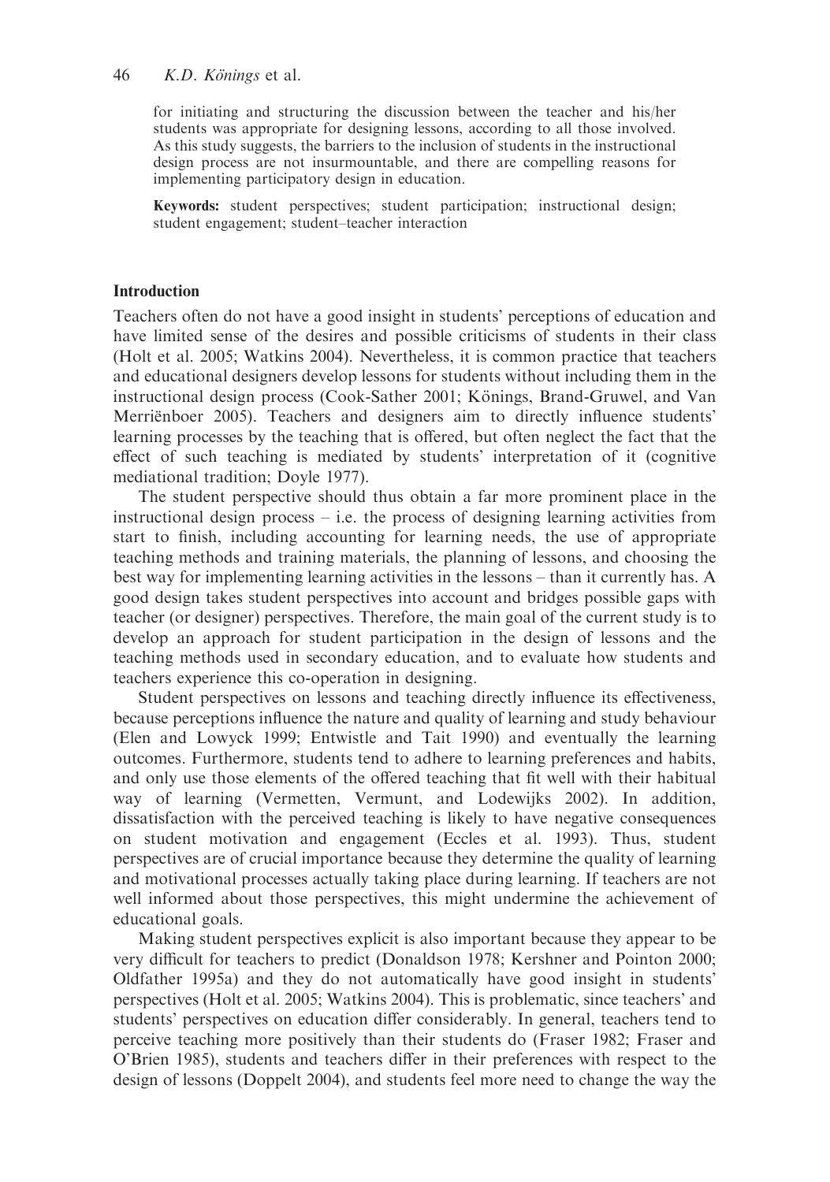for initiating and structuring the discussion between the teacher and his/her students was appropriate for designing lessons, according to all those involved. As this study suggests, the barriers to the inclusion of students in the instructional design process are not insurmountable, and there are compelling reasons for implementing participatory design in education.

**Keywords:** student perspectives; student participation; instructional design; student engagement; student–teacher interaction

## Introduction

Teachers often do not have a good insight in students' perceptions of education and have limited sense of the desires and possible criticisms of students in their class (Holt et al. 2005; Watkins 2004). Nevertheless, it is common practice that teachers and educational designers develop lessons for students without including them in the instructional design process (Cook-Sather 2001; Könings, Brand-Gruwel, and Van Merriënboer 2005). Teachers and designers aim to directly influence students' learning processes by the teaching that is offered, but often neglect the fact that the effect of such teaching is mediated by students' interpretation of it (cognitive mediational tradition; Doyle 1977).

The student perspective should thus obtain a far more prominent place in the instructional design process – i.e. the process of designing learning activities from start to finish, including accounting for learning needs, the use of appropriate teaching methods and training materials, the planning of lessons, and choosing the best way for implementing learning activities in the lessons – than it currently has. A good design takes student perspectives into account and bridges possible gaps with teacher (or designer) perspectives. Therefore, the main goal of the current study is to develop an approach for student participation in the design of lessons and the teaching methods used in secondary education, and to evaluate how students and teachers experience this co-operation in designing.

Student perspectives on lessons and teaching directly influence its effectiveness, because perceptions influence the nature and quality of learning and study behaviour (Elen and Lowyck 1999; Entwistle and Tait 1990) and eventually the learning outcomes. Furthermore, students tend to adhere to learning preferences and habits, and only use those elements of the offered teaching that fit well with their habitual way of learning (Vermetten, Vermunt, and Lodewijks 2002). In addition, dissatisfaction with the perceived teaching is likely to have negative consequences on student motivation and engagement (Eccles et al. 1993). Thus, student perspectives are of crucial importance because they determine the quality of learning and motivational processes actually taking place during learning. If teachers are not well informed about those perspectives, this might undermine the achievement of educational goals.

Making student perspectives explicit is also important because they appear to be very difficult for teachers to predict (Donaldson 1978; Kershner and Pointon 2000; Oldfather 1995a) and they do not automatically have good insight in students' perspectives (Holt et al. 2005; Watkins 2004). This is problematic, since teachers' and students' perspectives on education differ considerably. In general, teachers tend to perceive teaching more positively than their students do (Fraser 1982; Fraser and O'Brien 1985), students and teachers differ in their preferences with respect to the design of lessons (Doppelt 2004), and students feel more need to change the way the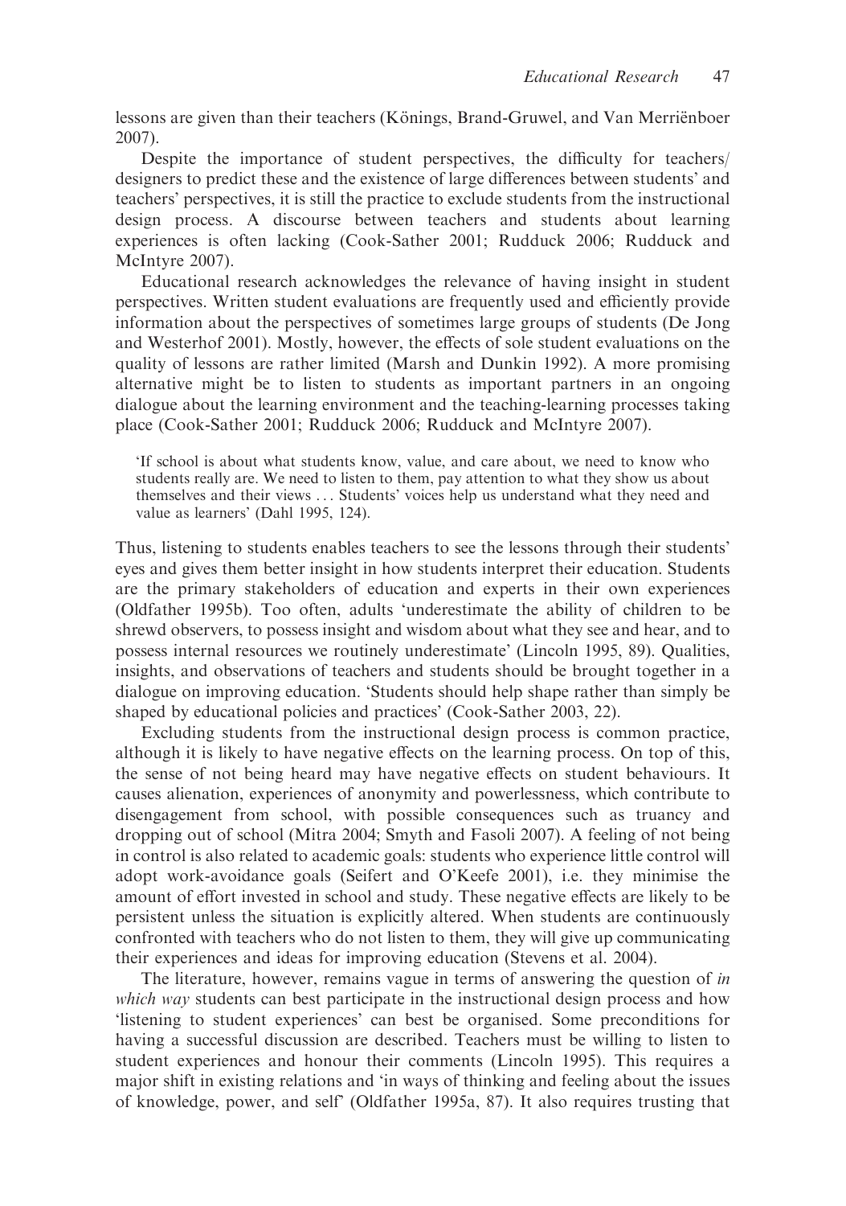lessons are given than their teachers (Könings, Brand-Gruwel, and Van Merriënboer 2007).

Despite the importance of student perspectives, the difficulty for teachers/designers to predict these and the existence of large differences between students' and teachers' perspectives, it is still the practice to exclude students from the instructional design process. A discourse between teachers and students about learning experiences is often lacking (Cook-Sather 2001; Rudduck 2006; Rudduck and McIntyre 2007).

Educational research acknowledges the relevance of having insight in student perspectives. Written student evaluations are frequently used and efficiently provide information about the perspectives of sometimes large groups of students (De Jong and Westerhof 2001). Mostly, however, the effects of sole student evaluations on the quality of lessons are rather limited (Marsh and Dunkin 1992). A more promising alternative might be to listen to students as important partners in an ongoing dialogue about the learning environment and the teaching-learning processes taking place (Cook-Sather 2001; Rudduck 2006; Rudduck and McIntyre 2007).

> 'If school is about what students know, value, and care about, we need to know who students really are. We need to listen to them, pay attention to what they show us about themselves and their views . . . Students' voices help us understand what they need and value as learners' (Dahl 1995, 124).

Thus, listening to students enables teachers to see the lessons through their students' eyes and gives them better insight in how students interpret their education. Students are the primary stakeholders of education and experts in their own experiences (Oldfather 1995b). Too often, adults 'underestimate the ability of children to be shrewd observers, to possess insight and wisdom about what they see and hear, and to possess internal resources we routinely underestimate' (Lincoln 1995, 89). Qualities, insights, and observations of teachers and students should be brought together in a dialogue on improving education. 'Students should help shape rather than simply be shaped by educational policies and practices' (Cook-Sather 2003, 22).

Excluding students from the instructional design process is common practice, although it is likely to have negative effects on the learning process. On top of this, the sense of not being heard may have negative effects on student behaviours. It causes alienation, experiences of anonymity and powerlessness, which contribute to disengagement from school, with possible consequences such as truancy and dropping out of school (Mitra 2004; Smyth and Fasoli 2007). A feeling of not being in control is also related to academic goals: students who experience little control will adopt work-avoidance goals (Seifert and O'Keefe 2001), i.e. they minimise the amount of effort invested in school and study. These negative effects are likely to be persistent unless the situation is explicitly altered. When students are continuously confronted with teachers who do not listen to them, they will give up communicating their experiences and ideas for improving education (Stevens et al. 2004).

The literature, however, remains vague in terms of answering the question of *in which way* students can best participate in the instructional design process and how 'listening to student experiences' can best be organised. Some preconditions for having a successful discussion are described. Teachers must be willing to listen to student experiences and honour their comments (Lincoln 1995). This requires a major shift in existing relations and 'in ways of thinking and feeling about the issues of knowledge, power, and self' (Oldfather 1995a, 87). It also requires trusting that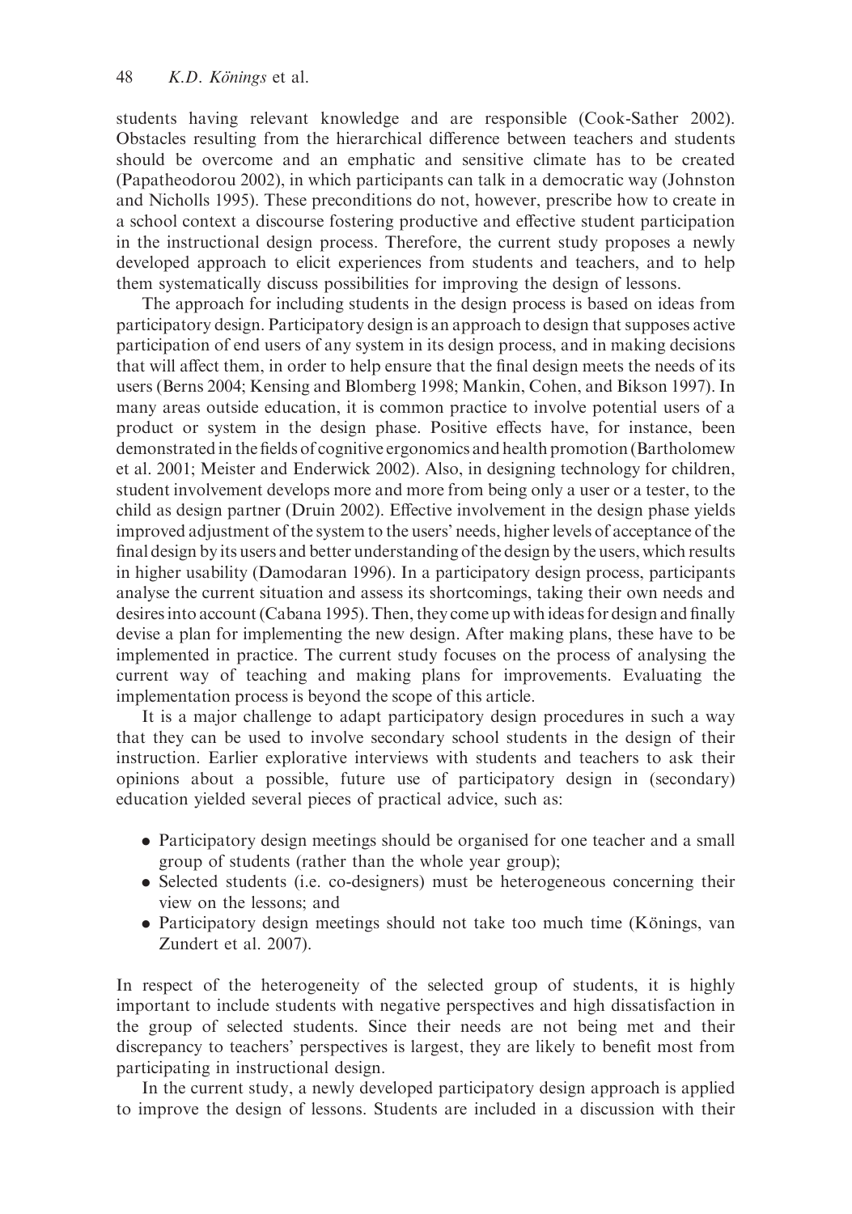students having relevant knowledge and are responsible (Cook-Sather 2002). Obstacles resulting from the hierarchical difference between teachers and students should be overcome and an emphatic and sensitive climate has to be created (Papatheodorou 2002), in which participants can talk in a democratic way (Johnston and Nicholls 1995). These preconditions do not, however, prescribe how to create in a school context a discourse fostering productive and effective student participation in the instructional design process. Therefore, the current study proposes a newly developed approach to elicit experiences from students and teachers, and to help them systematically discuss possibilities for improving the design of lessons.

The approach for including students in the design process is based on ideas from participatory design. Participatory design is an approach to design that supposes active participation of end users of any system in its design process, and in making decisions that will affect them, in order to help ensure that the final design meets the needs of its users (Berns 2004; Kensing and Blomberg 1998; Mankin, Cohen, and Bikson 1997). In many areas outside education, it is common practice to involve potential users of a product or system in the design phase. Positive effects have, for instance, been demonstrated in the fields of cognitive ergonomics and health promotion (Bartholomew et al. 2001; Meister and Enderwick 2002). Also, in designing technology for children, student involvement develops more and more from being only a user or a tester, to the child as design partner (Druin 2002). Effective involvement in the design phase yields improved adjustment of the system to the users' needs, higher levels of acceptance of the final design by its users and better understanding of the design by the users, which results in higher usability (Damodaran 1996). In a participatory design process, participants analyse the current situation and assess its shortcomings, taking their own needs and desires into account (Cabana 1995). Then, they come up with ideas for design and finally devise a plan for implementing the new design. After making plans, these have to be implemented in practice. The current study focuses on the process of analysing the current way of teaching and making plans for improvements. Evaluating the implementation process is beyond the scope of this article.

It is a major challenge to adapt participatory design procedures in such a way that they can be used to involve secondary school students in the design of their instruction. Earlier explorative interviews with students and teachers to ask their opinions about a possible, future use of participatory design in (secondary) education yielded several pieces of practical advice, such as:

- Participatory design meetings should be organised for one teacher and a small group of students (rather than the whole year group);
- Selected students (i.e. co-designers) must be heterogeneous concerning their view on the lessons; and
- Participatory design meetings should not take too much time (Könings, van Zundert et al. 2007).

In respect of the heterogeneity of the selected group of students, it is highly important to include students with negative perspectives and high dissatisfaction in the group of selected students. Since their needs are not being met and their discrepancy to teachers' perspectives is largest, they are likely to benefit most from participating in instructional design.

In the current study, a newly developed participatory design approach is applied to improve the design of lessons. Students are included in a discussion with their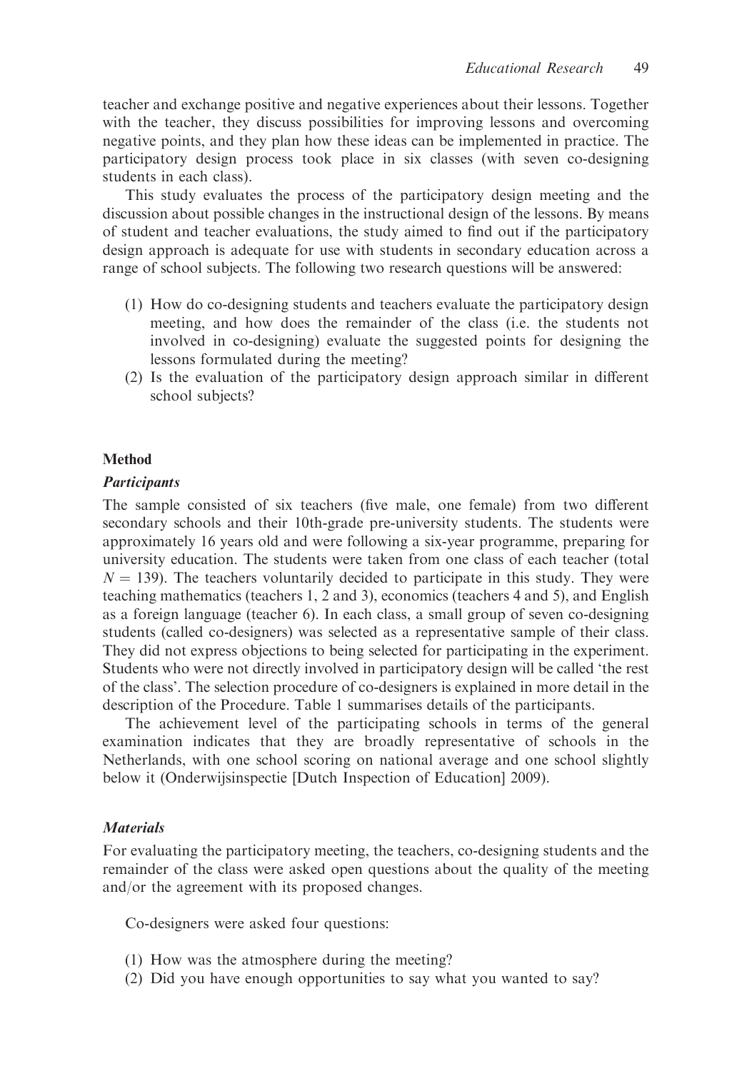teacher and exchange positive and negative experiences about their lessons. Together with the teacher, they discuss possibilities for improving lessons and overcoming negative points, and they plan how these ideas can be implemented in practice. The participatory design process took place in six classes (with seven co-designing students in each class).

This study evaluates the process of the participatory design meeting and the discussion about possible changes in the instructional design of the lessons. By means of student and teacher evaluations, the study aimed to find out if the participatory design approach is adequate for use with students in secondary education across a range of school subjects. The following two research questions will be answered:

(1) How do co-designing students and teachers evaluate the participatory design meeting, and how does the remainder of the class (i.e. the students not involved in co-designing) evaluate the suggested points for designing the lessons formulated during the meeting?
(2) Is the evaluation of the participatory design approach similar in different school subjects?

## Method

### Participants

The sample consisted of six teachers (five male, one female) from two different secondary schools and their 10th-grade pre-university students. The students were approximately 16 years old and were following a six-year programme, preparing for university education. The students were taken from one class of each teacher (total $N = 139$). The teachers voluntarily decided to participate in this study. They were teaching mathematics (teachers 1, 2 and 3), economics (teachers 4 and 5), and English as a foreign language (teacher 6). In each class, a small group of seven co-designing students (called co-designers) was selected as a representative sample of their class. They did not express objections to being selected for participating in the experiment. Students who were not directly involved in participatory design will be called 'the rest of the class'. The selection procedure of co-designers is explained in more detail in the description of the Procedure. Table 1 summarises details of the participants.

The achievement level of the participating schools in terms of the general examination indicates that they are broadly representative of schools in the Netherlands, with one school scoring on national average and one school slightly below it (Onderwijsinspectie [Dutch Inspection of Education] 2009).

### Materials

For evaluating the participatory meeting, the teachers, co-designing students and the remainder of the class were asked open questions about the quality of the meeting and/or the agreement with its proposed changes.

Co-designers were asked four questions:

(1) How was the atmosphere during the meeting?
(2) Did you have enough opportunities to say what you wanted to say?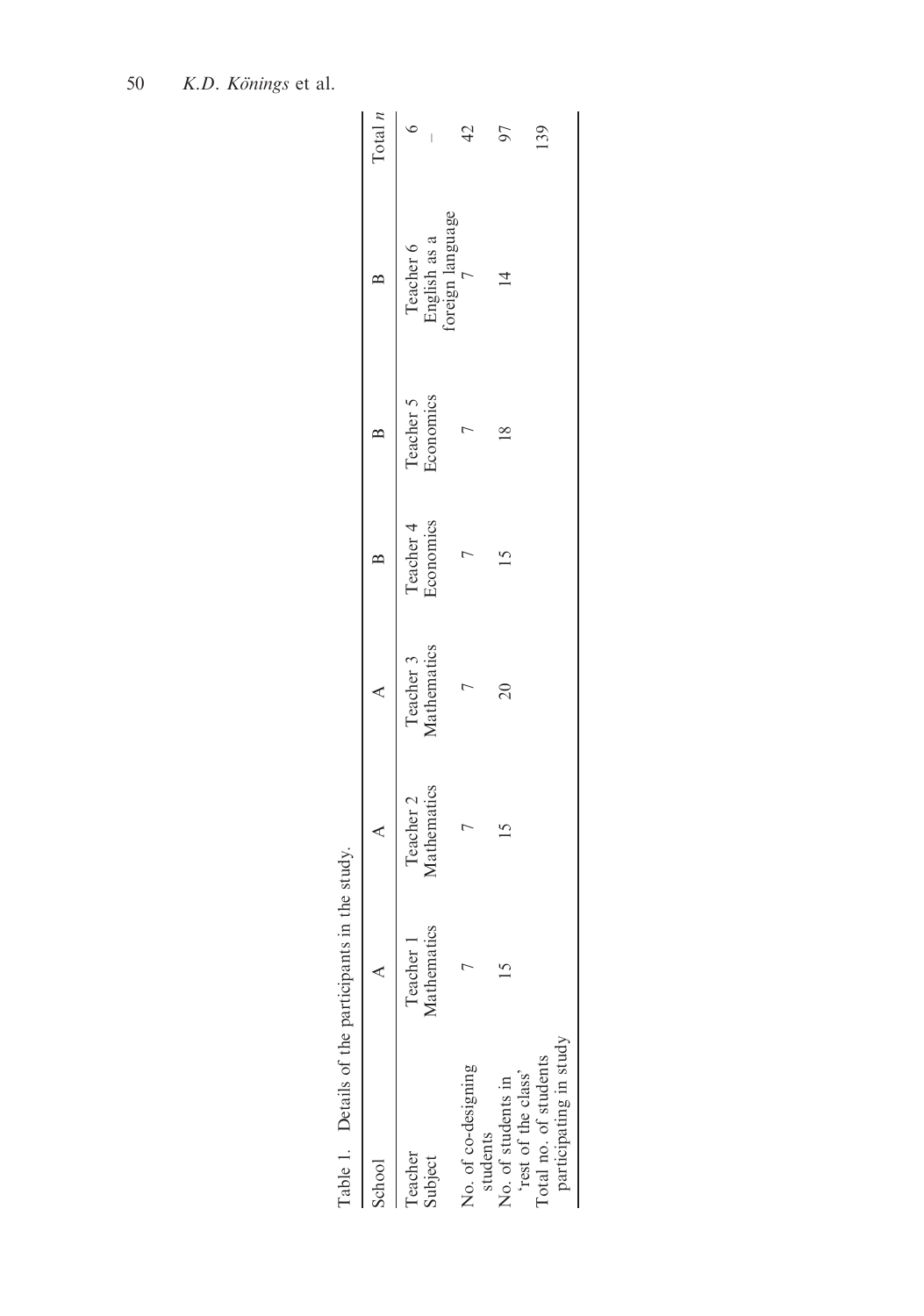Table 1. Details of the participants in the study.

| School | A | A | A | B | B | B | Total *n* |
|---|---|---|---|---|---|---|---|
| Teacher | Teacher 1 | Teacher 2 | Teacher 3 | Teacher 4 | Teacher 5 | Teacher 6 | 6 |
| Subject | Mathematics | Mathematics | Mathematics | Economics | Economics | English as a foreign language | – |
| No. of co-designing students | 7 | 7 | 7 | 7 | 7 | 7 | 42 |
| No. of students in 'rest of the class' | 15 | 15 | 20 | 15 | 18 | 14 | 97 |
| Total no. of students participating in study | | | | | | | 139 |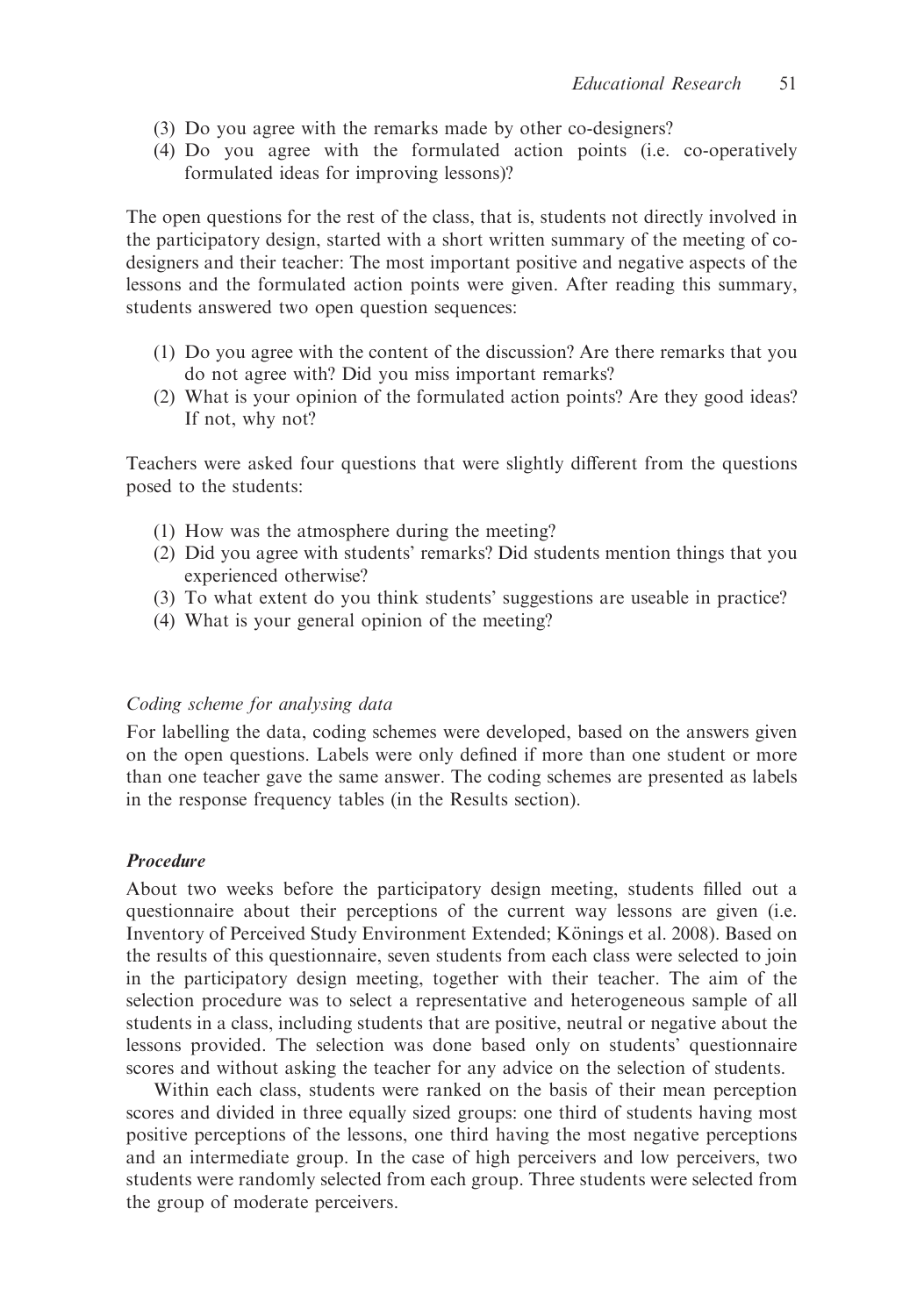(3) Do you agree with the remarks made by other co-designers?
(4) Do you agree with the formulated action points (i.e. co-operatively formulated ideas for improving lessons)?

The open questions for the rest of the class, that is, students not directly involved in the participatory design, started with a short written summary of the meeting of co-designers and their teacher: The most important positive and negative aspects of the lessons and the formulated action points were given. After reading this summary, students answered two open question sequences:

(1) Do you agree with the content of the discussion? Are there remarks that you do not agree with? Did you miss important remarks?
(2) What is your opinion of the formulated action points? Are they good ideas? If not, why not?

Teachers were asked four questions that were slightly different from the questions posed to the students:

(1) How was the atmosphere during the meeting?
(2) Did you agree with students' remarks? Did students mention things that you experienced otherwise?
(3) To what extent do you think students' suggestions are useable in practice?
(4) What is your general opinion of the meeting?

*Coding scheme for analysing data*

For labelling the data, coding schemes were developed, based on the answers given on the open questions. Labels were only defined if more than one student or more than one teacher gave the same answer. The coding schemes are presented as labels in the response frequency tables (in the Results section).

### *Procedure*

About two weeks before the participatory design meeting, students filled out a questionnaire about their perceptions of the current way lessons are given (i.e. Inventory of Perceived Study Environment Extended; Könings et al. 2008). Based on the results of this questionnaire, seven students from each class were selected to join in the participatory design meeting, together with their teacher. The aim of the selection procedure was to select a representative and heterogeneous sample of all students in a class, including students that are positive, neutral or negative about the lessons provided. The selection was done based only on students' questionnaire scores and without asking the teacher for any advice on the selection of students.

Within each class, students were ranked on the basis of their mean perception scores and divided in three equally sized groups: one third of students having most positive perceptions of the lessons, one third having the most negative perceptions and an intermediate group. In the case of high perceivers and low perceivers, two students were randomly selected from each group. Three students were selected from the group of moderate perceivers.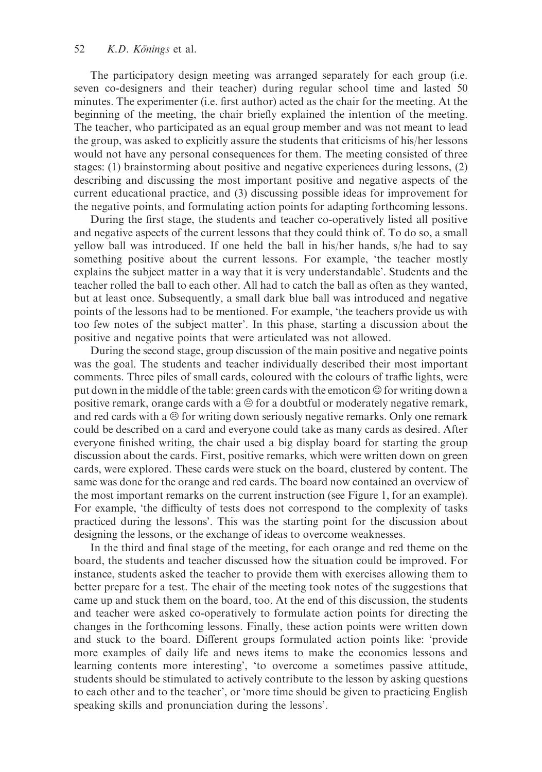The participatory design meeting was arranged separately for each group (i.e. seven co-designers and their teacher) during regular school time and lasted 50 minutes. The experimenter (i.e. first author) acted as the chair for the meeting. At the beginning of the meeting, the chair briefly explained the intention of the meeting. The teacher, who participated as an equal group member and was not meant to lead the group, was asked to explicitly assure the students that criticisms of his/her lessons would not have any personal consequences for them. The meeting consisted of three stages: (1) brainstorming about positive and negative experiences during lessons, (2) describing and discussing the most important positive and negative aspects of the current educational practice, and (3) discussing possible ideas for improvement for the negative points, and formulating action points for adapting forthcoming lessons.

During the first stage, the students and teacher co-operatively listed all positive and negative aspects of the current lessons that they could think of. To do so, a small yellow ball was introduced. If one held the ball in his/her hands, s/he had to say something positive about the current lessons. For example, 'the teacher mostly explains the subject matter in a way that it is very understandable'. Students and the teacher rolled the ball to each other. All had to catch the ball as often as they wanted, but at least once. Subsequently, a small dark blue ball was introduced and negative points of the lessons had to be mentioned. For example, 'the teachers provide us with too few notes of the subject matter'. In this phase, starting a discussion about the positive and negative points that were articulated was not allowed.

During the second stage, group discussion of the main positive and negative points was the goal. The students and teacher individually described their most important comments. Three piles of small cards, coloured with the colours of traffic lights, were put down in the middle of the table: green cards with the emoticon ☺ for writing down a positive remark, orange cards with a 😐 for a doubtful or moderately negative remark, and red cards with a ☹ for writing down seriously negative remarks. Only one remark could be described on a card and everyone could take as many cards as desired. After everyone finished writing, the chair used a big display board for starting the group discussion about the cards. First, positive remarks, which were written down on green cards, were explored. These cards were stuck on the board, clustered by content. The same was done for the orange and red cards. The board now contained an overview of the most important remarks on the current instruction (see Figure 1, for an example). For example, 'the difficulty of tests does not correspond to the complexity of tasks practiced during the lessons'. This was the starting point for the discussion about designing the lessons, or the exchange of ideas to overcome weaknesses.

In the third and final stage of the meeting, for each orange and red theme on the board, the students and teacher discussed how the situation could be improved. For instance, students asked the teacher to provide them with exercises allowing them to better prepare for a test. The chair of the meeting took notes of the suggestions that came up and stuck them on the board, too. At the end of this discussion, the students and teacher were asked co-operatively to formulate action points for directing the changes in the forthcoming lessons. Finally, these action points were written down and stuck to the board. Different groups formulated action points like: 'provide more examples of daily life and news items to make the economics lessons and learning contents more interesting', 'to overcome a sometimes passive attitude, students should be stimulated to actively contribute to the lesson by asking questions to each other and to the teacher', or 'more time should be given to practicing English speaking skills and pronunciation during the lessons'.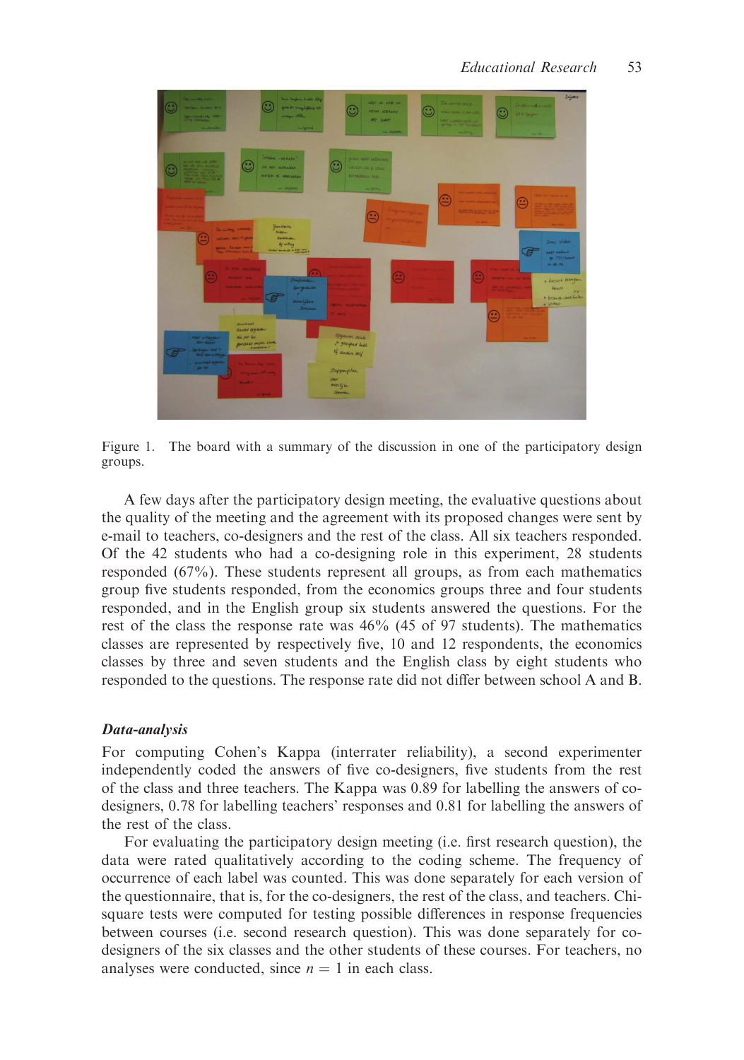Figure 1. The board with a summary of the discussion in one of the participatory design groups.

A few days after the participatory design meeting, the evaluative questions about the quality of the meeting and the agreement with its proposed changes were sent by e-mail to teachers, co-designers and the rest of the class. All six teachers responded. Of the 42 students who had a co-designing role in this experiment, 28 students responded (67%). These students represent all groups, as from each mathematics group five students responded, from the economics groups three and four students responded, and in the English group six students answered the questions. For the rest of the class the response rate was 46% (45 of 97 students). The mathematics classes are represented by respectively five, 10 and 12 respondents, the economics classes by three and seven students and the English class by eight students who responded to the questions. The response rate did not differ between school A and B.

### *Data-analysis*

For computing Cohen's Kappa (interrater reliability), a second experimenter independently coded the answers of five co-designers, five students from the rest of the class and three teachers. The Kappa was 0.89 for labelling the answers of co-designers, 0.78 for labelling teachers' responses and 0.81 for labelling the answers of the rest of the class.

For evaluating the participatory design meeting (i.e. first research question), the data were rated qualitatively according to the coding scheme. The frequency of occurrence of each label was counted. This was done separately for each version of the questionnaire, that is, for the co-designers, the rest of the class, and teachers. Chi-square tests were computed for testing possible differences in response frequencies between courses (i.e. second research question). This was done separately for co-designers of the six classes and the other students of these courses. For teachers, no analyses were conducted, since $n = 1$ in each class.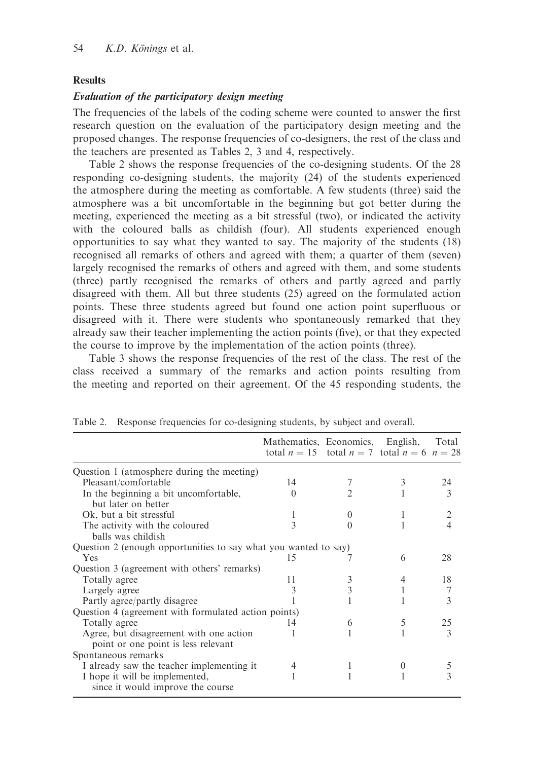## Results

### *Evaluation of the participatory design meeting*

The frequencies of the labels of the coding scheme were counted to answer the first research question on the evaluation of the participatory design meeting and the proposed changes. The response frequencies of co-designers, the rest of the class and the teachers are presented as Tables 2, 3 and 4, respectively.

Table 2 shows the response frequencies of the co-designing students. Of the 28 responding co-designing students, the majority (24) of the students experienced the atmosphere during the meeting as comfortable. A few students (three) said the atmosphere was a bit uncomfortable in the beginning but got better during the meeting, experienced the meeting as a bit stressful (two), or indicated the activity with the coloured balls as childish (four). All students experienced enough opportunities to say what they wanted to say. The majority of the students (18) recognised all remarks of others and agreed with them; a quarter of them (seven) largely recognised the remarks of others and agreed with them, and some students (three) partly recognised the remarks of others and partly agreed and partly disagreed with them. All but three students (25) agreed on the formulated action points. These three students agreed but found one action point superfluous or disagreed with it. There were students who spontaneously remarked that they already saw their teacher implementing the action points (five), or that they expected the course to improve by the implementation of the action points (three).

Table 3 shows the response frequencies of the rest of the class. The rest of the class received a summary of the remarks and action points resulting from the meeting and reported on their agreement. Of the 45 responding students, the

Table 2. Response frequencies for co-designing students, by subject and overall.

| | Mathematics, total $n = 15$ | Economics, total $n = 7$ | English, total $n = 6$ | Total $n = 28$ |
|---|---|---|---|---|
| Question 1 (atmosphere during the meeting) | | | | |
| Pleasant/comfortable | 14 | 7 | 3 | 24 |
| In the beginning a bit uncomfortable, but later on better | 0 | 2 | 1 | 3 |
| Ok, but a bit stressful | 1 | 0 | 1 | 2 |
| The activity with the coloured balls was childish | 3 | 0 | 1 | 4 |
| Question 2 (enough opportunities to say what you wanted to say) | | | | |
| Yes | 15 | 7 | 6 | 28 |
| Question 3 (agreement with others' remarks) | | | | |
| Totally agree | 11 | 3 | 4 | 18 |
| Largely agree | 3 | 3 | 1 | 7 |
| Partly agree/partly disagree | 1 | 1 | 1 | 3 |
| Question 4 (agreement with formulated action points) | | | | |
| Totally agree | 14 | 6 | 5 | 25 |
| Agree, but disagreement with one action point or one point is less relevant | 1 | 1 | 1 | 3 |
| Spontaneous remarks | | | | |
| I already saw the teacher implementing it | 4 | 1 | 0 | 5 |
| I hope it will be implemented, since it would improve the course | 1 | 1 | 1 | 3 |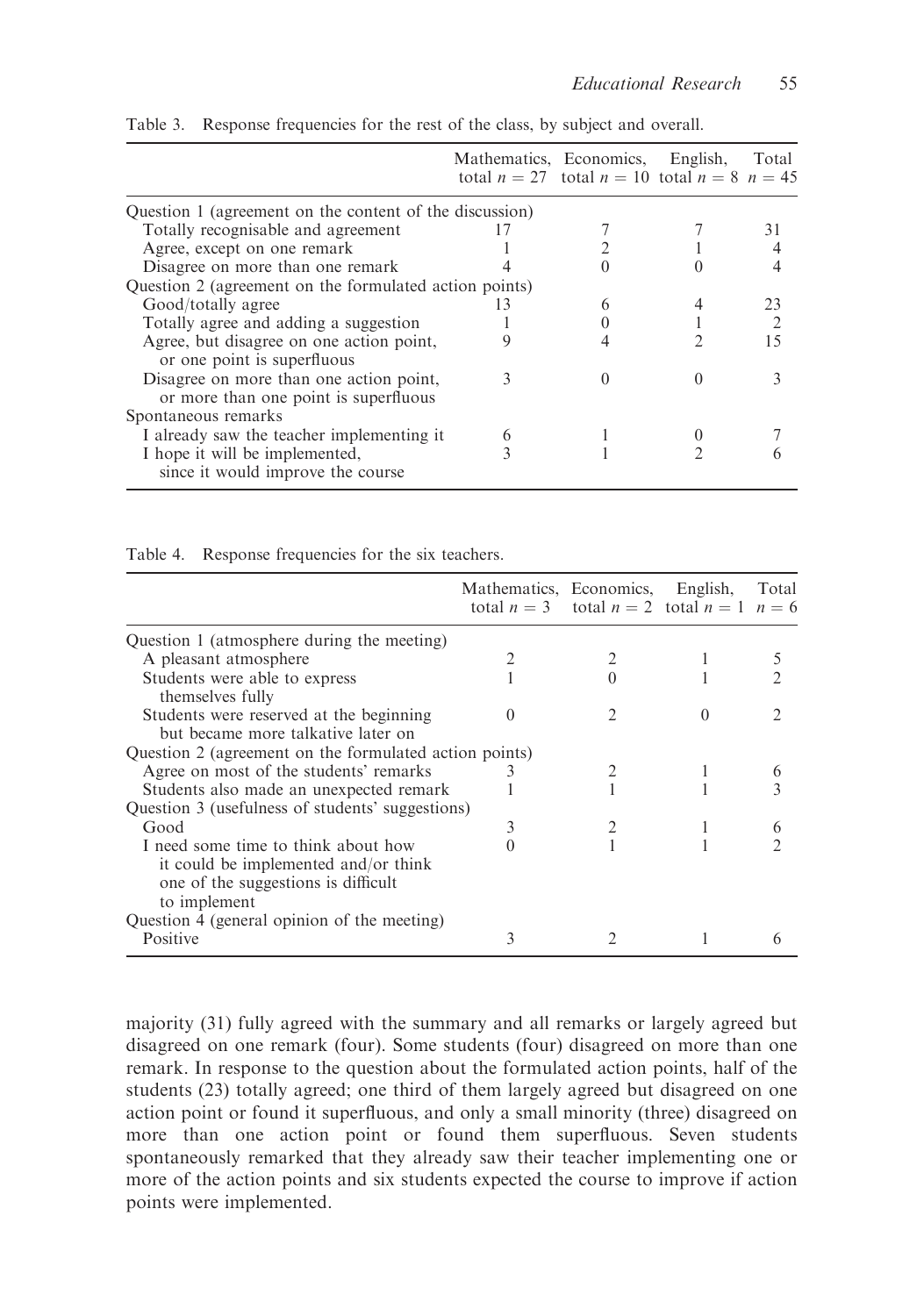Table 3. Response frequencies for the rest of the class, by subject and overall.

| | Mathematics, total $n = 27$ | Economics, total $n = 10$ | English, total $n = 8$ | Total $n = 45$ |
|---|---|---|---|---|
| Question 1 (agreement on the content of the discussion) | | | | |
| Totally recognisable and agreement | 17 | 7 | 7 | 31 |
| Agree, except on one remark | 1 | 2 | 1 | 4 |
| Disagree on more than one remark | 4 | 0 | 0 | 4 |
| Question 2 (agreement on the formulated action points) | | | | |
| Good/totally agree | 13 | 6 | 4 | 23 |
| Totally agree and adding a suggestion | 1 | 0 | 1 | 2 |
| Agree, but disagree on one action point, or one point is superfluous | 9 | 4 | 2 | 15 |
| Disagree on more than one action point, or more than one point is superfluous | 3 | 0 | 0 | 3 |
| Spontaneous remarks | | | | |
| I already saw the teacher implementing it | 6 | 1 | 0 | 7 |
| I hope it will be implemented, since it would improve the course | 3 | 1 | 2 | 6 |

Table 4. Response frequencies for the six teachers.

| | Mathematics, total $n = 3$ | Economics, total $n = 2$ | English, total $n = 1$ | Total $n = 6$ |
|---|---|---|---|---|
| Question 1 (atmosphere during the meeting) | | | | |
| A pleasant atmosphere | 2 | 2 | 1 | 5 |
| Students were able to express themselves fully | 1 | 0 | 1 | 2 |
| Students were reserved at the beginning but became more talkative later on | 0 | 2 | 0 | 2 |
| Question 2 (agreement on the formulated action points) | | | | |
| Agree on most of the students' remarks | 3 | 2 | 1 | 6 |
| Students also made an unexpected remark | 1 | 1 | 1 | 3 |
| Question 3 (usefulness of students' suggestions) | | | | |
| Good | 3 | 2 | 1 | 6 |
| I need some time to think about how it could be implemented and/or think one of the suggestions is difficult to implement | 0 | 1 | 1 | 2 |
| Question 4 (general opinion of the meeting) | | | | |
| Positive | 3 | 2 | 1 | 6 |

majority (31) fully agreed with the summary and all remarks or largely agreed but disagreed on one remark (four). Some students (four) disagreed on more than one remark. In response to the question about the formulated action points, half of the students (23) totally agreed; one third of them largely agreed but disagreed on one action point or found it superfluous, and only a small minority (three) disagreed on more than one action point or found them superfluous. Seven students spontaneously remarked that they already saw their teacher implementing one or more of the action points and six students expected the course to improve if action points were implemented.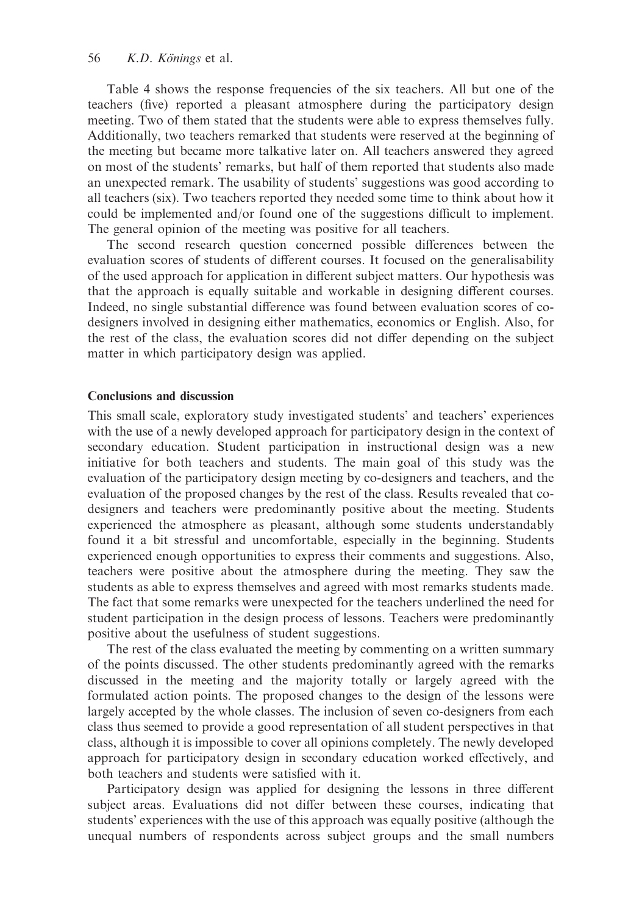Table 4 shows the response frequencies of the six teachers. All but one of the teachers (five) reported a pleasant atmosphere during the participatory design meeting. Two of them stated that the students were able to express themselves fully. Additionally, two teachers remarked that students were reserved at the beginning of the meeting but became more talkative later on. All teachers answered they agreed on most of the students' remarks, but half of them reported that students also made an unexpected remark. The usability of students' suggestions was good according to all teachers (six). Two teachers reported they needed some time to think about how it could be implemented and/or found one of the suggestions difficult to implement. The general opinion of the meeting was positive for all teachers.

The second research question concerned possible differences between the evaluation scores of students of different courses. It focused on the generalisability of the used approach for application in different subject matters. Our hypothesis was that the approach is equally suitable and workable in designing different courses. Indeed, no single substantial difference was found between evaluation scores of co-designers involved in designing either mathematics, economics or English. Also, for the rest of the class, the evaluation scores did not differ depending on the subject matter in which participatory design was applied.

## Conclusions and discussion

This small scale, exploratory study investigated students' and teachers' experiences with the use of a newly developed approach for participatory design in the context of secondary education. Student participation in instructional design was a new initiative for both teachers and students. The main goal of this study was the evaluation of the participatory design meeting by co-designers and teachers, and the evaluation of the proposed changes by the rest of the class. Results revealed that co-designers and teachers were predominantly positive about the meeting. Students experienced the atmosphere as pleasant, although some students understandably found it a bit stressful and uncomfortable, especially in the beginning. Students experienced enough opportunities to express their comments and suggestions. Also, teachers were positive about the atmosphere during the meeting. They saw the students as able to express themselves and agreed with most remarks students made. The fact that some remarks were unexpected for the teachers underlined the need for student participation in the design process of lessons. Teachers were predominantly positive about the usefulness of student suggestions.

The rest of the class evaluated the meeting by commenting on a written summary of the points discussed. The other students predominantly agreed with the remarks discussed in the meeting and the majority totally or largely agreed with the formulated action points. The proposed changes to the design of the lessons were largely accepted by the whole classes. The inclusion of seven co-designers from each class thus seemed to provide a good representation of all student perspectives in that class, although it is impossible to cover all opinions completely. The newly developed approach for participatory design in secondary education worked effectively, and both teachers and students were satisfied with it.

Participatory design was applied for designing the lessons in three different subject areas. Evaluations did not differ between these courses, indicating that students' experiences with the use of this approach was equally positive (although the unequal numbers of respondents across subject groups and the small numbers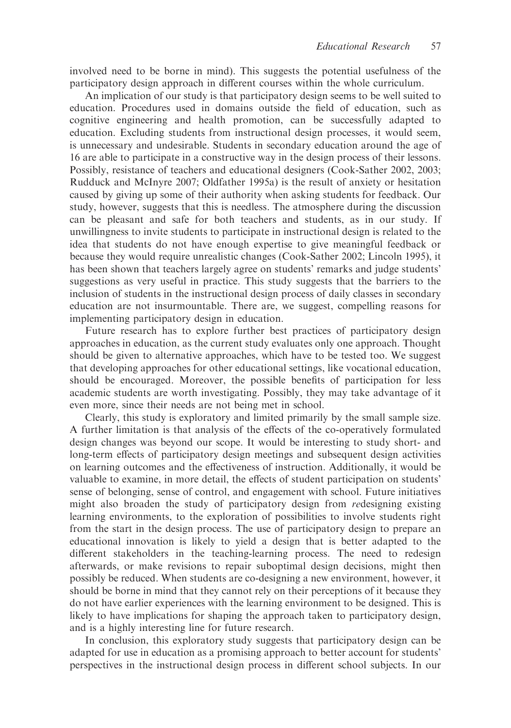involved need to be borne in mind). This suggests the potential usefulness of the participatory design approach in different courses within the whole curriculum.

An implication of our study is that participatory design seems to be well suited to education. Procedures used in domains outside the field of education, such as cognitive engineering and health promotion, can be successfully adapted to education. Excluding students from instructional design processes, it would seem, is unnecessary and undesirable. Students in secondary education around the age of 16 are able to participate in a constructive way in the design process of their lessons. Possibly, resistance of teachers and educational designers (Cook-Sather 2002, 2003; Rudduck and McInyre 2007; Oldfather 1995a) is the result of anxiety or hesitation caused by giving up some of their authority when asking students for feedback. Our study, however, suggests that this is needless. The atmosphere during the discussion can be pleasant and safe for both teachers and students, as in our study. If unwillingness to invite students to participate in instructional design is related to the idea that students do not have enough expertise to give meaningful feedback or because they would require unrealistic changes (Cook-Sather 2002; Lincoln 1995), it has been shown that teachers largely agree on students' remarks and judge students' suggestions as very useful in practice. This study suggests that the barriers to the inclusion of students in the instructional design process of daily classes in secondary education are not insurmountable. There are, we suggest, compelling reasons for implementing participatory design in education.

Future research has to explore further best practices of participatory design approaches in education, as the current study evaluates only one approach. Thought should be given to alternative approaches, which have to be tested too. We suggest that developing approaches for other educational settings, like vocational education, should be encouraged. Moreover, the possible benefits of participation for less academic students are worth investigating. Possibly, they may take advantage of it even more, since their needs are not being met in school.

Clearly, this study is exploratory and limited primarily by the small sample size. A further limitation is that analysis of the effects of the co-operatively formulated design changes was beyond our scope. It would be interesting to study short- and long-term effects of participatory design meetings and subsequent design activities on learning outcomes and the effectiveness of instruction. Additionally, it would be valuable to examine, in more detail, the effects of student participation on students' sense of belonging, sense of control, and engagement with school. Future initiatives might also broaden the study of participatory design from *re*designing existing learning environments, to the exploration of possibilities to involve students right from the start in the design process. The use of participatory design to prepare an educational innovation is likely to yield a design that is better adapted to the different stakeholders in the teaching-learning process. The need to redesign afterwards, or make revisions to repair suboptimal design decisions, might then possibly be reduced. When students are co-designing a new environment, however, it should be borne in mind that they cannot rely on their perceptions of it because they do not have earlier experiences with the learning environment to be designed. This is likely to have implications for shaping the approach taken to participatory design, and is a highly interesting line for future research.

In conclusion, this exploratory study suggests that participatory design can be adapted for use in education as a promising approach to better account for students' perspectives in the instructional design process in different school subjects. In our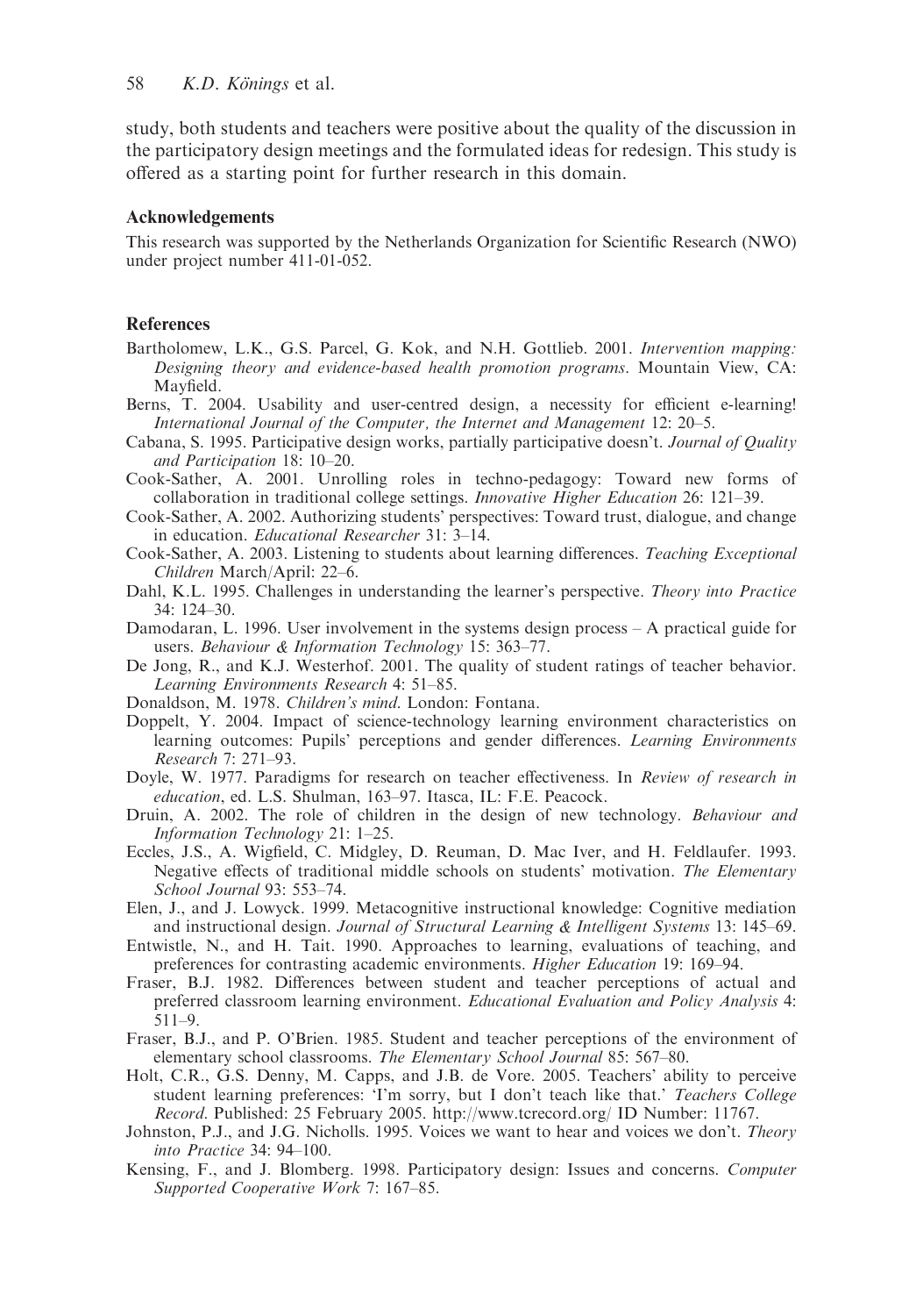study, both students and teachers were positive about the quality of the discussion in the participatory design meetings and the formulated ideas for redesign. This study is offered as a starting point for further research in this domain.

## Acknowledgements

This research was supported by the Netherlands Organization for Scientific Research (NWO) under project number 411-01-052.

## References

Bartholomew, L.K., G.S. Parcel, G. Kok, and N.H. Gottlieb. 2001. *Intervention mapping: Designing theory and evidence-based health promotion programs*. Mountain View, CA: Mayfield.

Berns, T. 2004. Usability and user-centred design, a necessity for efficient e-learning! *International Journal of the Computer, the Internet and Management* 12: 20–5.

Cabana, S. 1995. Participative design works, partially participative doesn't. *Journal of Quality and Participation* 18: 10–20.

Cook-Sather, A. 2001. Unrolling roles in techno-pedagogy: Toward new forms of collaboration in traditional college settings. *Innovative Higher Education* 26: 121–39.

Cook-Sather, A. 2002. Authorizing students' perspectives: Toward trust, dialogue, and change in education. *Educational Researcher* 31: 3–14.

Cook-Sather, A. 2003. Listening to students about learning differences. *Teaching Exceptional Children* March/April: 22–6.

Dahl, K.L. 1995. Challenges in understanding the learner's perspective. *Theory into Practice* 34: 124–30.

Damodaran, L. 1996. User involvement in the systems design process – A practical guide for users. *Behaviour & Information Technology* 15: 363–77.

De Jong, R., and K.J. Westerhof. 2001. The quality of student ratings of teacher behavior. *Learning Environments Research* 4: 51–85.

Donaldson, M. 1978. *Children's mind*. London: Fontana.

Doppelt, Y. 2004. Impact of science-technology learning environment characteristics on learning outcomes: Pupils' perceptions and gender differences. *Learning Environments Research* 7: 271–93.

Doyle, W. 1977. Paradigms for research on teacher effectiveness. In *Review of research in education*, ed. L.S. Shulman, 163–97. Itasca, IL: F.E. Peacock.

Druin, A. 2002. The role of children in the design of new technology. *Behaviour and Information Technology* 21: 1–25.

Eccles, J.S., A. Wigfield, C. Midgley, D. Reuman, D. Mac Iver, and H. Feldlaufer. 1993. Negative effects of traditional middle schools on students' motivation. *The Elementary School Journal* 93: 553–74.

Elen, J., and J. Lowyck. 1999. Metacognitive instructional knowledge: Cognitive mediation and instructional design. *Journal of Structural Learning & Intelligent Systems* 13: 145–69.

Entwistle, N., and H. Tait. 1990. Approaches to learning, evaluations of teaching, and preferences for contrasting academic environments. *Higher Education* 19: 169–94.

Fraser, B.J. 1982. Differences between student and teacher perceptions of actual and preferred classroom learning environment. *Educational Evaluation and Policy Analysis* 4: 511–9.

Fraser, B.J., and P. O'Brien. 1985. Student and teacher perceptions of the environment of elementary school classrooms. *The Elementary School Journal* 85: 567–80.

Holt, C.R., G.S. Denny, M. Capps, and J.B. de Vore. 2005. Teachers' ability to perceive student learning preferences: 'I'm sorry, but I don't teach like that.' *Teachers College Record*. Published: 25 February 2005. http://www.tcrecord.org/ ID Number: 11767.

Johnston, P.J., and J.G. Nicholls. 1995. Voices we want to hear and voices we don't. *Theory into Practice* 34: 94–100.

Kensing, F., and J. Blomberg. 1998. Participatory design: Issues and concerns. *Computer Supported Cooperative Work* 7: 167–85.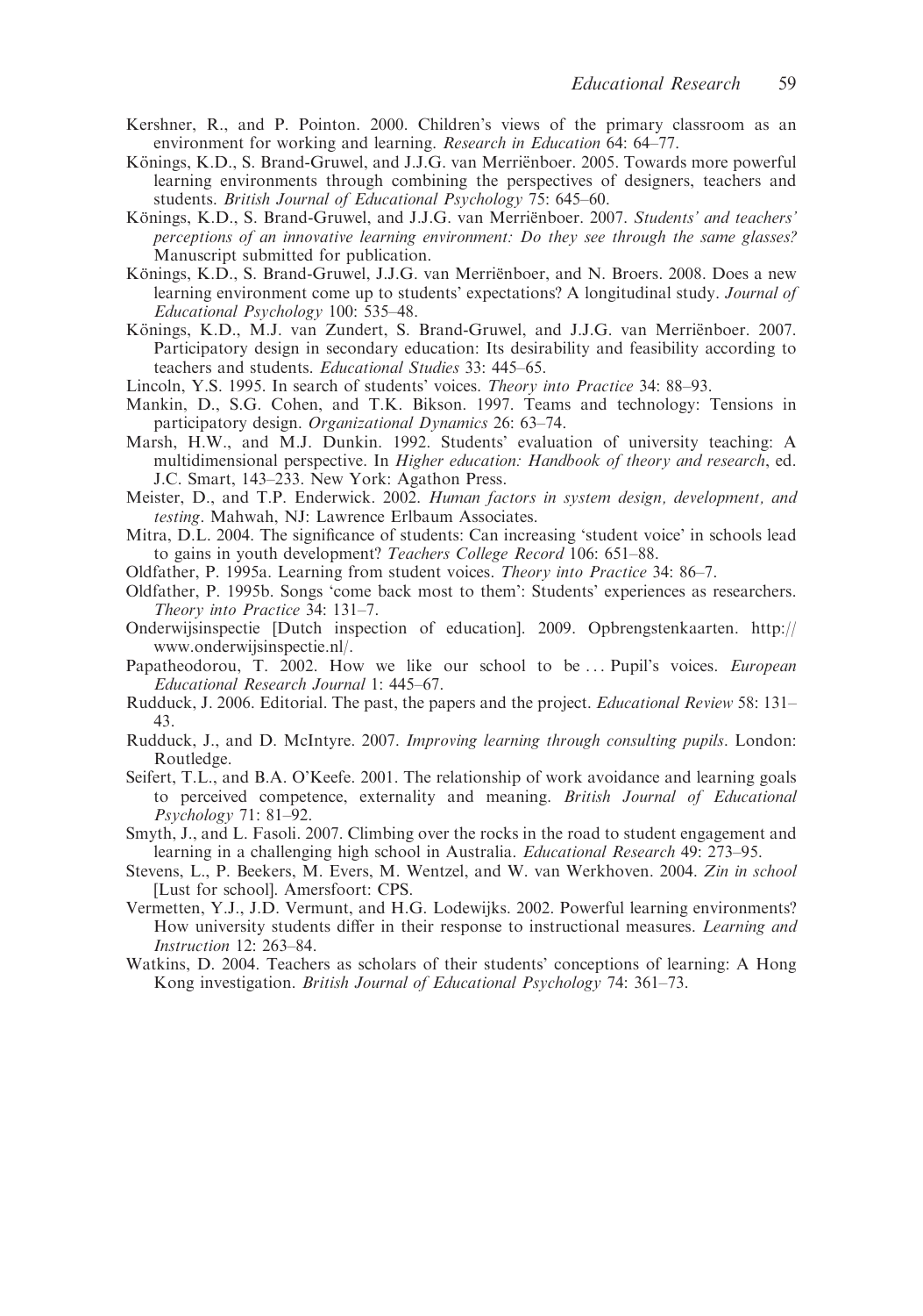Kershner, R., and P. Pointon. 2000. Children's views of the primary classroom as an environment for working and learning. *Research in Education* 64: 64–77.

Könings, K.D., S. Brand-Gruwel, and J.J.G. van Merriënboer. 2005. Towards more powerful learning environments through combining the perspectives of designers, teachers and students. *British Journal of Educational Psychology* 75: 645–60.

Könings, K.D., S. Brand-Gruwel, and J.J.G. van Merriënboer. 2007. *Students' and teachers' perceptions of an innovative learning environment: Do they see through the same glasses?* Manuscript submitted for publication.

Könings, K.D., S. Brand-Gruwel, J.J.G. van Merriënboer, and N. Broers. 2008. Does a new learning environment come up to students' expectations? A longitudinal study. *Journal of Educational Psychology* 100: 535–48.

Könings, K.D., M.J. van Zundert, S. Brand-Gruwel, and J.J.G. van Merriënboer. 2007. Participatory design in secondary education: Its desirability and feasibility according to teachers and students. *Educational Studies* 33: 445–65.

Lincoln, Y.S. 1995. In search of students' voices. *Theory into Practice* 34: 88–93.

Mankin, D., S.G. Cohen, and T.K. Bikson. 1997. Teams and technology: Tensions in participatory design. *Organizational Dynamics* 26: 63–74.

Marsh, H.W., and M.J. Dunkin. 1992. Students' evaluation of university teaching: A multidimensional perspective. In *Higher education: Handbook of theory and research*, ed. J.C. Smart, 143–233. New York: Agathon Press.

Meister, D., and T.P. Enderwick. 2002. *Human factors in system design, development, and testing*. Mahwah, NJ: Lawrence Erlbaum Associates.

Mitra, D.L. 2004. The significance of students: Can increasing 'student voice' in schools lead to gains in youth development? *Teachers College Record* 106: 651–88.

Oldfather, P. 1995a. Learning from student voices. *Theory into Practice* 34: 86–7.

Oldfather, P. 1995b. Songs 'come back most to them': Students' experiences as researchers. *Theory into Practice* 34: 131–7.

Onderwijsinspectie [Dutch inspection of education]. 2009. Opbrengstenkaarten. http://www.onderwijsinspectie.nl/.

Papatheodorou, T. 2002. How we like our school to be ... Pupil's voices. *European Educational Research Journal* 1: 445–67.

Rudduck, J. 2006. Editorial. The past, the papers and the project. *Educational Review* 58: 131–43.

Rudduck, J., and D. McIntyre. 2007. *Improving learning through consulting pupils*. London: Routledge.

Seifert, T.L., and B.A. O'Keefe. 2001. The relationship of work avoidance and learning goals to perceived competence, externality and meaning. *British Journal of Educational Psychology* 71: 81–92.

Smyth, J., and L. Fasoli. 2007. Climbing over the rocks in the road to student engagement and learning in a challenging high school in Australia. *Educational Research* 49: 273–95.

Stevens, L., P. Beekers, M. Evers, M. Wentzel, and W. van Werkhoven. 2004. *Zin in school* [Lust for school]. Amersfoort: CPS.

Vermetten, Y.J., J.D. Vermunt, and H.G. Lodewijks. 2002. Powerful learning environments? How university students differ in their response to instructional measures. *Learning and Instruction* 12: 263–84.

Watkins, D. 2004. Teachers as scholars of their students' conceptions of learning: A Hong Kong investigation. *British Journal of Educational Psychology* 74: 361–73.